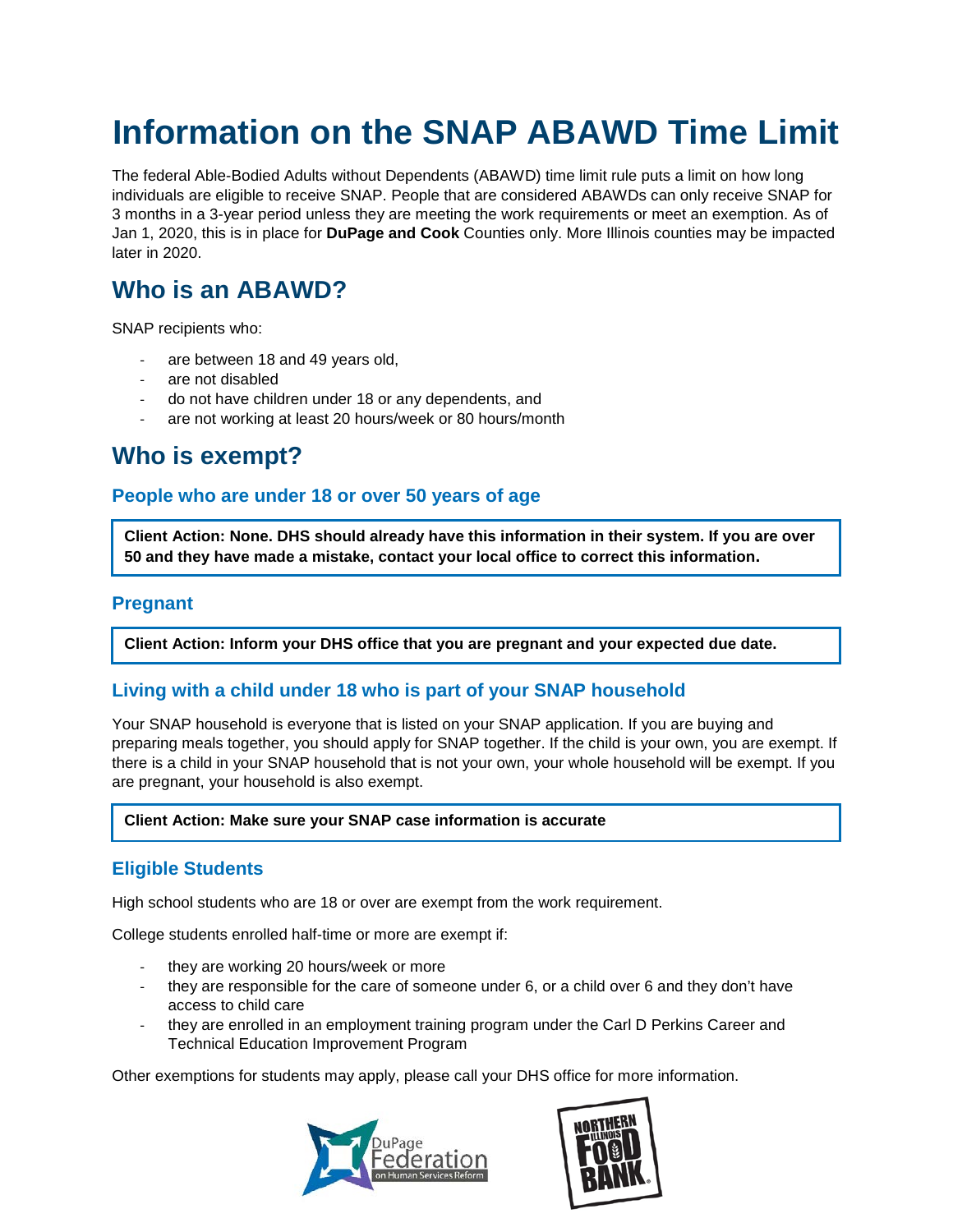# Information on the SNAP ABAWD Time Limit

The federal Able-Bodied Adults without Dependents (ABAWD) time limit rule puts a limit on how long individuals are eligible to receive SNAP. People that are considered ABAWDs can only receive SNAP for 3 months in a 3-year period unless they are meeting the work requirements or meet an exemption. As of Jan 1, 2020, this is in place for **DuPage and Cook** Counties only. More Illinois counties may be impacted later in 2020.

## Who is an ABAWD?

SNAP recipients who:

- are between 18 and 49 years old,
- are not disabled
- do not have children under 18 or any dependents, and
- are not working at least 20 hours/week or 80 hours/month

## Who is exempt?

### People who are under 18 or over 50 years of age

**Client Action: None. DHS should already have this information in their system. If you are over 50 and they have made a mistake, contact your local office to correct this information.**

### Pregnant

**Client Action: Inform your DHS office that you are pregnant and your expected due date.**

### Living with a child under 18 who is part of your SNAP household

Your SNAP household is everyone that is listed on your SNAP application. If you are buying and preparing meals together, you should apply for SNAP together. If the child is your own, you are exempt. If there is a child in your SNAP household that is not your own, your whole household will be exempt. If you are pregnant, your household is also exempt.

**Client Action: Make sure your SNAP case information is accurate**

### Eligible Students

High school students who are 18 or over are exempt from the work requirement.

College students enrolled half-time or more are exempt if:

- they are working 20 hours/week or more
- they are responsible for the care of someone under 6, or a child over 6 and they don't have access to child care
- they are enrolled in an employment training program under the Carl D Perkins Career and Technical Education Improvement Program

Other exemptions for students may apply, please call your DHS office for more information.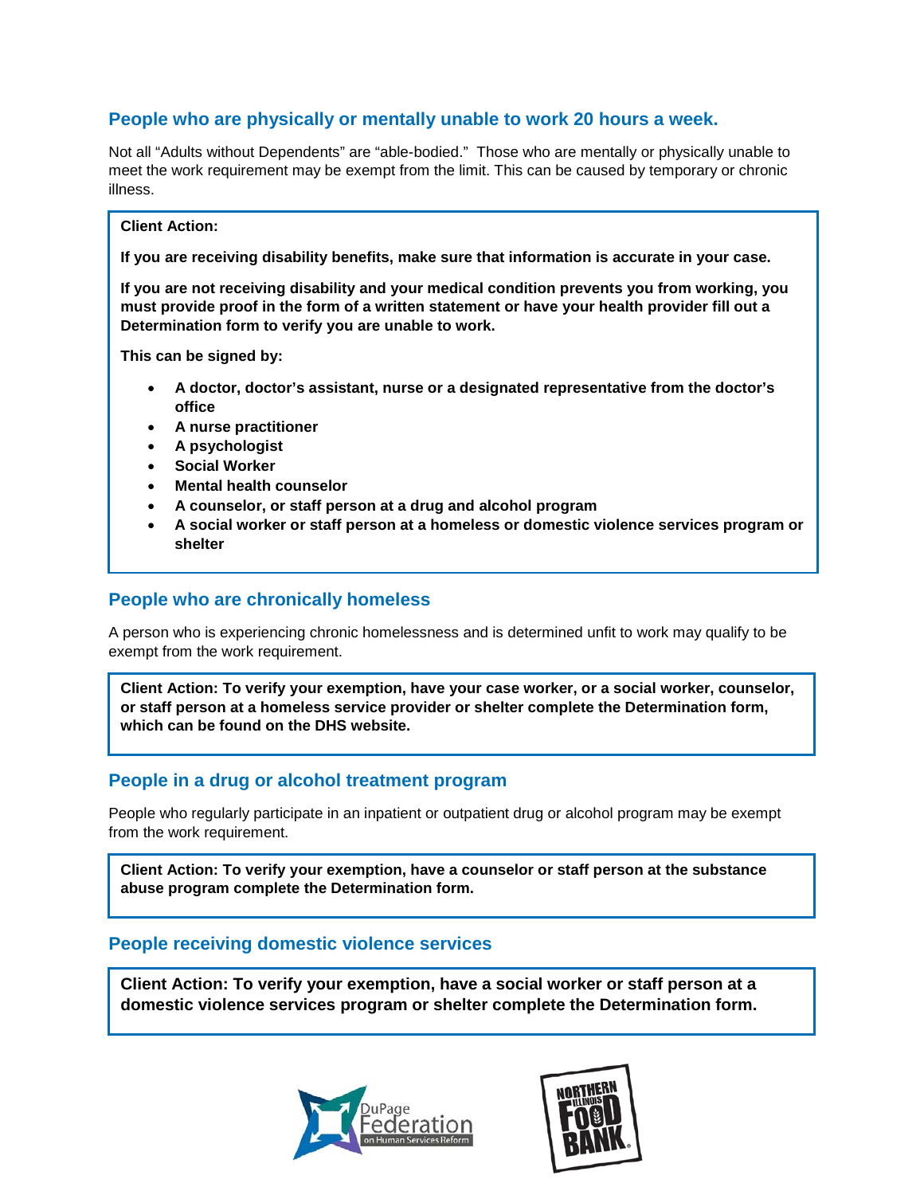## People who are physically or mentally unable to work 20 hours a week.

Not all "Adults without Dependents" are "able-bodied." Those who are mentally or physically unable to meet the work requirement may be exempt from the limit. This can be caused by temporary or chronic illness.

**Client Action:**

**If you are receiving disability benefits, make sure that information is accurate in your case.**

**If you are not receiving disability and your medical condition prevents you from working, you must provide proof in the form of a written statement or have your health provider fill out a Determination form to verify you are unable to work.**

**This can be signed by:**

- **A doctor, doctor's assistant, nurse or a designated representative from the doctor's office**
- **A nurse practitioner**
- **A psychologist**
- **Social Worker**
- **Mental health counselor**
- **A counselor, or staff person at a drug and alcohol program**
- **A social worker or staff person at a homeless or domestic violence services program or shelter**

## People who are chronically homeless

A person who is experiencing chronic homelessness and is determined unfit to work may qualify to be exempt from the work requirement.

**Client Action: To verify your exemption, have your case worker, or a social worker, counselor, or staff person at a homeless service provider or shelter complete the Determination form, which can be found on the DHS website.**

## People in a drug or alcohol treatment program

People who regularly participate in an inpatient or outpatient drug or alcohol program may be exempt from the work requirement.

**Client Action: To verify your exemption, have a counselor or staff person at the substance abuse program complete the Determination form.**

## People receiving domestic violence services

**Client Action: To verify your exemption, have a social worker or staff person at a domestic violence services program or shelter complete the Determination form.**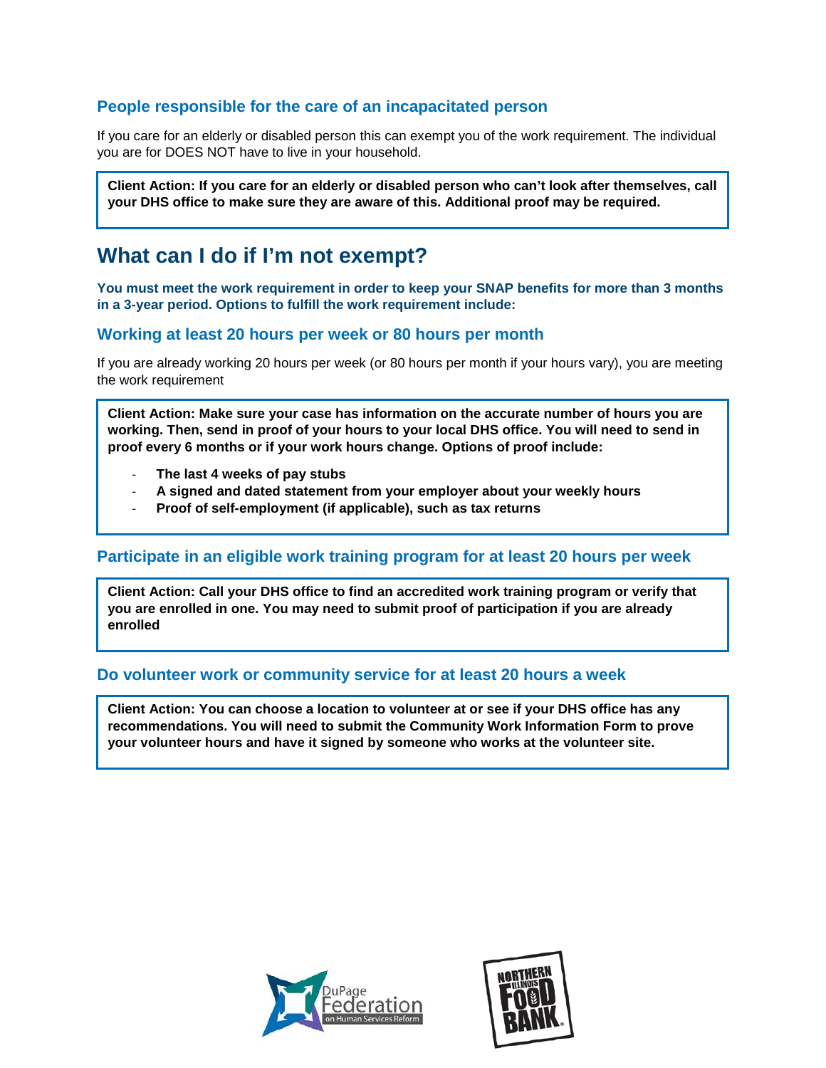### People responsible for the care of an incapacitated person

If you care for an elderly or disabled person this can exempt you of the work requirement. The individual you are for DOES NOT have to live in your household.

**Client Action: If you care for an elderly or disabled person who can't look after themselves, call your DHS office to make sure they are aware of this. Additional proof may be required.**

## What can I do if I'm not exempt?

**You must meet the work requirement in order to keep your SNAP benefits for more than 3 months in a 3-year period. Options to fulfill the work requirement include:**

### Working at least 20 hours per week or 80 hours per month

If you are already working 20 hours per week (or 80 hours per month if your hours vary), you are meeting the work requirement

**Client Action: Make sure your case has information on the accurate number of hours you are working. Then, send in proof of your hours to your local DHS office. You will need to send in proof every 6 months or if your work hours change. Options of proof include:**

- **The last 4 weeks of pay stubs**
- **A signed and dated statement from your employer about your weekly hours**
- **Proof of self-employment (if applicable), such as tax returns**

### Participate in an eligible work training program for at least 20 hours per week

**Client Action: Call your DHS office to find an accredited work training program or verify that you are enrolled in one. You may need to submit proof of participation if you are already enrolled**

### Do volunteer work or community service for at least 20 hours a week

**Client Action: You can choose a location to volunteer at or see if your DHS office has any recommendations. You will need to submit the Community Work Information Form to prove your volunteer hours and have it signed by someone who works at the volunteer site.**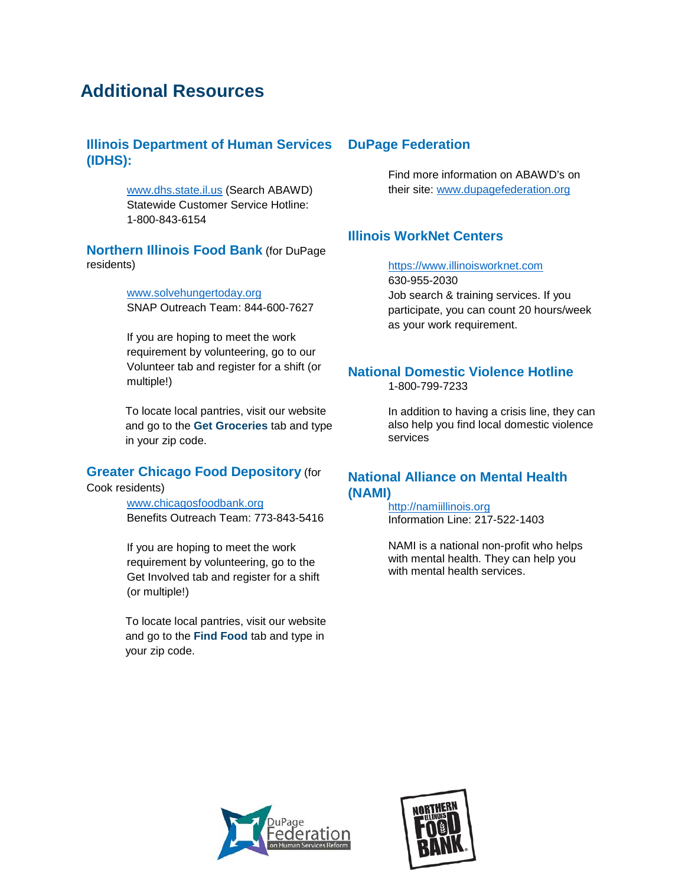# Additional Resources

## Illinois Department of Human Services (IDHS):

www.dhs.state.il.us (Search ABAWD)
Statewide Customer Service Hotline:
1-800-843-6154

## Northern Illinois Food Bank (for DuPage residents)

www.solvehungertoday.org
SNAP Outreach Team: 844-600-7627

If you are hoping to meet the work requirement by volunteering, go to our Volunteer tab and register for a shift (or multiple!)

To locate local pantries, visit our website and go to the **Get Groceries** tab and type in your zip code.

## Greater Chicago Food Depository (for Cook residents)

www.chicagosfoodbank.org
Benefits Outreach Team: 773-843-5416

If you are hoping to meet the work requirement by volunteering, go to the Get Involved tab and register for a shift (or multiple!)

To locate local pantries, visit our website and go to the **Find Food** tab and type in your zip code.

## DuPage Federation

Find more information on ABAWD's on their site: www.dupagefederation.org

## Illinois WorkNet Centers

https://www.illinoisworknet.com
630-955-2030
Job search & training services. If you participate, you can count 20 hours/week as your work requirement.

## National Domestic Violence Hotline

1-800-799-7233

In addition to having a crisis line, they can also help you find local domestic violence services

## National Alliance on Mental Health (NAMI)

http://namiillinois.org
Information Line: 217-522-1403

NAMI is a national non-profit who helps with mental health. They can help you with mental health services.

DuPage Federation on Human Services Reform

Northern Illinois Food Bank